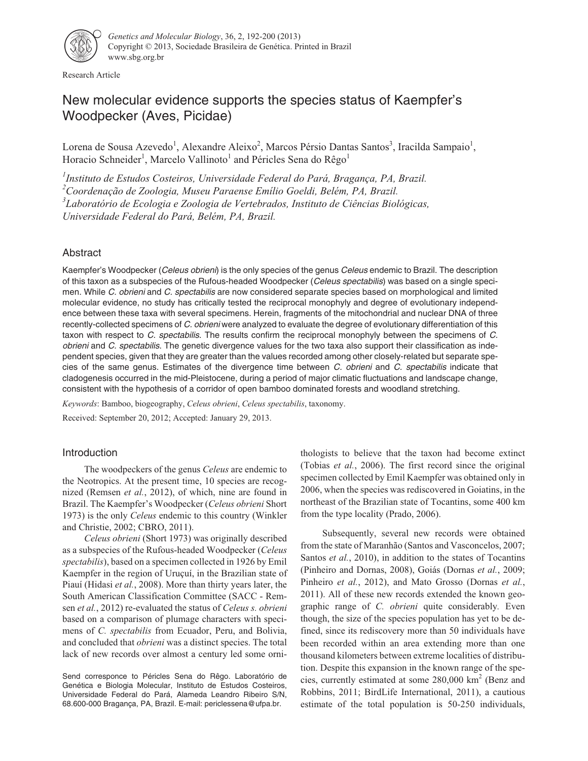Research Article

# New molecular evidence supports the species status of Kaempfer's Woodpecker (Aves, Picidae)

Lorena de Sousa Azevedo[1], Alexandre Aleixo[2], Marcos Pérsio Dantas Santos[3], Iracilda Sampaio[1], Horacio Schneider[1], Marcelo Vallinoto[1] and Péricles Sena do Rêgo[1]

[1]*Instituto de Estudos Costeiros, Universidade Federal do Pará, Bragança, PA, Brazil.*
[2]*Coordenação de Zoologia, Museu Paraense Emílio Goeldi, Belém, PA, Brazil.*
[3]*Laboratório de Ecologia e Zoologia de Vertebrados, Instituto de Ciências Biológicas, Universidade Federal do Pará, Belém, PA, Brazil.*

## Abstract

Kaempfer's Woodpecker (*Celeus obrieni*) is the only species of the genus *Celeus* endemic to Brazil. The description of this taxon as a subspecies of the Rufous-headed Woodpecker (*Celeus spectabilis*) was based on a single specimen. While *C. obrieni* and *C. spectabilis* are now considered separate species based on morphological and limited molecular evidence, no study has critically tested the reciprocal monophyly and degree of evolutionary independence between these taxa with several specimens. Herein, fragments of the mitochondrial and nuclear DNA of three recently-collected specimens of *C. obrieni* were analyzed to evaluate the degree of evolutionary differentiation of this taxon with respect to *C. spectabilis*. The results confirm the reciprocal monophyly between the specimens of *C. obrieni* and *C. spectabilis*. The genetic divergence values for the two taxa also support their classification as independent species, given that they are greater than the values recorded among other closely-related but separate species of the same genus. Estimates of the divergence time between *C. obrieni* and *C. spectabilis* indicate that cladogenesis occurred in the mid-Pleistocene, during a period of major climatic fluctuations and landscape change, consistent with the hypothesis of a corridor of open bamboo dominated forests and woodland stretching.

*Keywords*: Bamboo, biogeography, *Celeus obrieni*, *Celeus spectabilis*, taxonomy.

Received: September 20, 2012; Accepted: January 29, 2013.

## Introduction

The woodpeckers of the genus *Celeus* are endemic to the Neotropics. At the present time, 10 species are recognized (Remsen *et al.*, 2012), of which, nine are found in Brazil. The Kaempfer's Woodpecker (*Celeus obrieni* Short 1973) is the only *Celeus* endemic to this country (Winkler and Christie, 2002; CBRO, 2011).

*Celeus obrieni* (Short 1973) was originally described as a subspecies of the Rufous-headed Woodpecker (*Celeus spectabilis*), based on a specimen collected in 1926 by Emil Kaempfer in the region of Uruçuí, in the Brazilian state of Piauí (Hidasi *et al.*, 2008). More than thirty years later, the South American Classification Committee (SACC - Remsen *et al.*, 2012) re-evaluated the status of *Celeus s. obrieni* based on a comparison of plumage characters with specimens of *C. spectabilis* from Ecuador, Peru, and Bolivia, and concluded that *obrieni* was a distinct species. The total lack of new records over almost a century led some ornithologists to believe that the taxon had become extinct (Tobias *et al.*, 2006). The first record since the original specimen collected by Emil Kaempfer was obtained only in 2006, when the species was rediscovered in Goiatins, in the northeast of the Brazilian state of Tocantins, some 400 km from the type locality (Prado, 2006).

Subsequently, several new records were obtained from the state of Maranhão (Santos and Vasconcelos, 2007; Santos *et al.*, 2010), in addition to the states of Tocantins (Pinheiro and Dornas, 2008), Goiás (Dornas *et al.*, 2009; Pinheiro *et al.*, 2012), and Mato Grosso (Dornas *et al.*, 2011). All of these new records extended the known geographic range of *C. obrieni* quite considerably. Even though, the size of the species population has yet to be defined, since its rediscovery more than 50 individuals have been recorded within an area extending more than one thousand kilometers between extreme localities of distribution. Despite this expansion in the known range of the species, currently estimated at some 280,000 km$^2$ (Benz and Robbins, 2011; BirdLife International, 2011), a cautious estimate of the total population is 50-250 individuals,

Send corresponce to Péricles Sena do Rêgo. Laboratório de Genética e Biologia Molecular, Instituto de Estudos Costeiros, Universidade Federal do Pará, Alameda Leandro Ribeiro S/N, 68.600-000 Bragança, PA, Brazil. E-mail: periclessena@ufpa.br.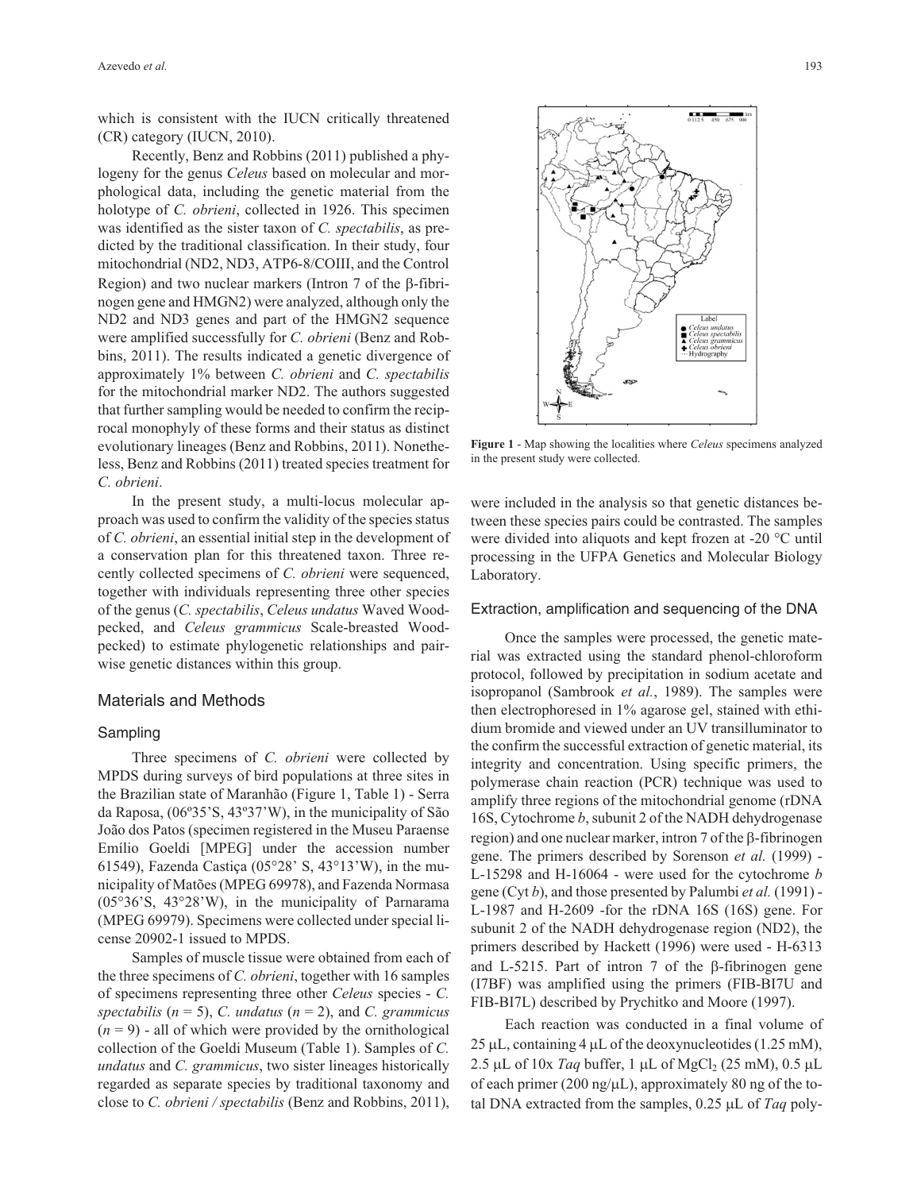which is consistent with the IUCN critically threatened (CR) category (IUCN, 2010).

Recently, Benz and Robbins (2011) published a phylogeny for the genus *Celeus* based on molecular and morphological data, including the genetic material from the holotype of *C. obrieni*, collected in 1926. This specimen was identified as the sister taxon of *C. spectabilis*, as predicted by the traditional classification. In their study, four mitochondrial (ND2, ND3, ATP6-8/COIII, and the Control Region) and two nuclear markers (Intron 7 of the β-fibrinogen gene and HMGN2) were analyzed, although only the ND2 and ND3 genes and part of the HMGN2 sequence were amplified successfully for *C. obrieni* (Benz and Robbins, 2011). The results indicated a genetic divergence of approximately 1% between *C. obrieni* and *C. spectabilis* for the mitochondrial marker ND2. The authors suggested that further sampling would be needed to confirm the reciprocal monophyly of these forms and their status as distinct evolutionary lineages (Benz and Robbins, 2011). Nonetheless, Benz and Robbins (2011) treated species treatment for *C. obrieni*.

In the present study, a multi-locus molecular approach was used to confirm the validity of the species status of *C. obrieni*, an essential initial step in the development of a conservation plan for this threatened taxon. Three recently collected specimens of *C. obrieni* were sequenced, together with individuals representing three other species of the genus (*C. spectabilis*, *Celeus undatus* Waved Woodpecked, and *Celeus grammicus* Scale-breasted Woodpecked) to estimate phylogenetic relationships and pairwise genetic distances within this group.

## Materials and Methods

### Sampling

Three specimens of *C. obrieni* were collected by MPDS during surveys of bird populations at three sites in the Brazilian state of Maranhão (Figure 1, Table 1) - Serra da Raposa, (06º35'S, 43º37'W), in the municipality of São João dos Patos (specimen registered in the Museu Paraense Emílio Goeldi [MPEG] under the accession number 61549), Fazenda Castiça (05°28' S, 43°13'W), in the municipality of Matões (MPEG 69978), and Fazenda Normasa (05°36'S, 43°28'W), in the municipality of Parnarama (MPEG 69979). Specimens were collected under special license 20902-1 issued to MPDS.

Samples of muscle tissue were obtained from each of the three specimens of *C. obrieni*, together with 16 samples of specimens representing three other *Celeus* species - *C. spectabilis* (*n* = 5), *C. undatus* (*n* = 2), and *C. grammicus* (*n* = 9) - all of which were provided by the ornithological collection of the Goeldi Museum (Table 1). Samples of *C. undatus* and *C. grammicus*, two sister lineages historically regarded as separate species by traditional taxonomy and close to *C. obrieni / spectabilis* (Benz and Robbins, 2011), were included in the analysis so that genetic distances between these species pairs could be contrasted. The samples were divided into aliquots and kept frozen at -20 °C until processing in the UFPA Genetics and Molecular Biology Laboratory.

**Figure 1** - Map showing the localities where *Celeus* specimens analyzed in the present study were collected.

### Extraction, amplification and sequencing of the DNA

Once the samples were processed, the genetic material was extracted using the standard phenol-chloroform protocol, followed by precipitation in sodium acetate and isopropanol (Sambrook *et al.*, 1989). The samples were then electrophoresed in 1% agarose gel, stained with ethidium bromide and viewed under an UV transilluminator to the confirm the successful extraction of genetic material, its integrity and concentration. Using specific primers, the polymerase chain reaction (PCR) technique was used to amplify three regions of the mitochondrial genome (rDNA 16S, Cytochrome *b*, subunit 2 of the NADH dehydrogenase region) and one nuclear marker, intron 7 of the β-fibrinogen gene. The primers described by Sorenson *et al.* (1999) - L-15298 and H-16064 - were used for the cytochrome *b* gene (Cyt *b*), and those presented by Palumbi *et al.* (1991) - L-1987 and H-2609 -for the rDNA 16S (16S) gene. For subunit 2 of the NADH dehydrogenase region (ND2), the primers described by Hackett (1996) were used - H-6313 and L-5215. Part of intron 7 of the β-fibrinogen gene (I7BF) was amplified using the primers (FIB-BI7U and FIB-BI7L) described by Prychitko and Moore (1997).

Each reaction was conducted in a final volume of 25 μL, containing 4 μL of the deoxynucleotides (1.25 mM), 2.5 μL of 10x *Taq* buffer, 1 μL of $MgCl_2$ (25 mM), 0.5 μL of each primer (200 ng/μL), approximately 80 ng of the total DNA extracted from the samples, 0.25 μL of *Taq* poly-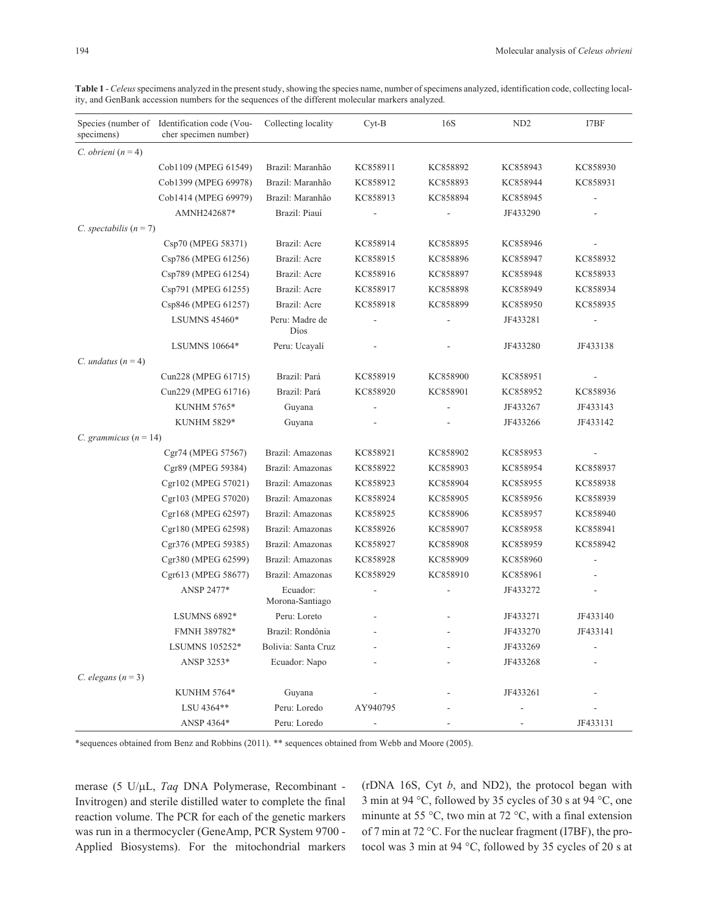**Table 1** - *Celeus* specimens analyzed in the present study, showing the species name, number of specimens analyzed, identification code, collecting locality, and GenBank accession numbers for the sequences of the different molecular markers analyzed.

| Species (number of specimens) | Identification code (Voucher specimen number) | Collecting locality | Cyt-B | 16S | ND2 | I7BF |
|---|---|---|---|---|---|---|
| *C. obrieni* (*n* = 4) | | | | | | |
| | Cob1109 (MPEG 61549) | Brazil: Maranhão | KC858911 | KC858892 | KC858943 | KC858930 |
| | Cob1399 (MPEG 69978) | Brazil: Maranhão | KC858912 | KC858893 | KC858944 | KC858931 |
| | Cob1414 (MPEG 69979) | Brazil: Maranhão | KC858913 | KC858894 | KC858945 | - |
| | AMNH242687* | Brazil: Piauí | - | - | JF433290 | - |
| *C. spectabilis* (*n* = 7) | | | | | | |
| | Csp70 (MPEG 58371) | Brazil: Acre | KC858914 | KC858895 | KC858946 | - |
| | Csp786 (MPEG 61256) | Brazil: Acre | KC858915 | KC858896 | KC858947 | KC858932 |
| | Csp789 (MPEG 61254) | Brazil: Acre | KC858916 | KC858897 | KC858948 | KC858933 |
| | Csp791 (MPEG 61255) | Brazil: Acre | KC858917 | KC858898 | KC858949 | KC858934 |
| | Csp846 (MPEG 61257) | Brazil: Acre | KC858918 | KC858899 | KC858950 | KC858935 |
| | LSUMNS 45460* | Peru: Madre de Díos | - | - | JF433281 | - |
| | LSUMNS 10664* | Peru: Ucayalí | - | - | JF433280 | JF433138 |
| *C. undatus* (*n* = 4) | | | | | | |
| | Cun228 (MPEG 61715) | Brazil: Pará | KC858919 | KC858900 | KC858951 | - |
| | Cun229 (MPEG 61716) | Brazil: Pará | KC858920 | KC858901 | KC858952 | KC858936 |
| | KUNHM 5765* | Guyana | - | - | JF433267 | JF433143 |
| | KUNHM 5829* | Guyana | - | - | JF433266 | JF433142 |
| *C. grammicus* (*n* = 14) | | | | | | |
| | Cgr74 (MPEG 57567) | Brazil: Amazonas | KC858921 | KC858902 | KC858953 | - |
| | Cgr89 (MPEG 59384) | Brazil: Amazonas | KC858922 | KC858903 | KC858954 | KC858937 |
| | Cgr102 (MPEG 57021) | Brazil: Amazonas | KC858923 | KC858904 | KC858955 | KC858938 |
| | Cgr103 (MPEG 57020) | Brazil: Amazonas | KC858924 | KC858905 | KC858956 | KC858939 |
| | Cgr168 (MPEG 62597) | Brazil: Amazonas | KC858925 | KC858906 | KC858957 | KC858940 |
| | Cgr180 (MPEG 62598) | Brazil: Amazonas | KC858926 | KC858907 | KC858958 | KC858941 |
| | Cgr376 (MPEG 59385) | Brazil: Amazonas | KC858927 | KC858908 | KC858959 | KC858942 |
| | Cgr380 (MPEG 62599) | Brazil: Amazonas | KC858928 | KC858909 | KC858960 | - |
| | Cgr613 (MPEG 58677) | Brazil: Amazonas | KC858929 | KC858910 | KC858961 | - |
| | ANSP 2477* | Ecuador: Morona-Santiago | - | - | JF433272 | - |
| | LSUMNS 6892* | Peru: Loreto | - | - | JF433271 | JF433140 |
| | FMNH 389782* | Brazil: Rondônia | - | - | JF433270 | JF433141 |
| | LSUMNS 105252* | Bolivia: Santa Cruz | - | - | JF433269 | - |
| | ANSP 3253* | Ecuador: Napo | - | - | JF433268 | - |
| *C. elegans* (*n* = 3) | | | | | | |
| | KUNHM 5764* | Guyana | - | - | JF433261 | - |
| | LSU 4364** | Peru: Loredo | AY940795 | - | - | - |
| | ANSP 4364* | Peru: Loredo | - | - | - | JF433131 |

*sequences obtained from Benz and Robbins (2011). ** sequences obtained from Webb and Moore (2005).

merase (5 U/μL, *Taq* DNA Polymerase, Recombinant - Invitrogen) and sterile distilled water to complete the final reaction volume. The PCR for each of the genetic markers was run in a thermocycler (GeneAmp, PCR System 9700 - Applied Biosystems). For the mitochondrial markers (rDNA 16S, Cyt *b*, and ND2), the protocol began with 3 min at 94 °C, followed by 35 cycles of 30 s at 94 °C, one minunte at 55 °C, two min at 72 °C, with a final extension of 7 min at 72 °C. For the nuclear fragment (I7BF), the protocol was 3 min at 94 °C, followed by 35 cycles of 20 s at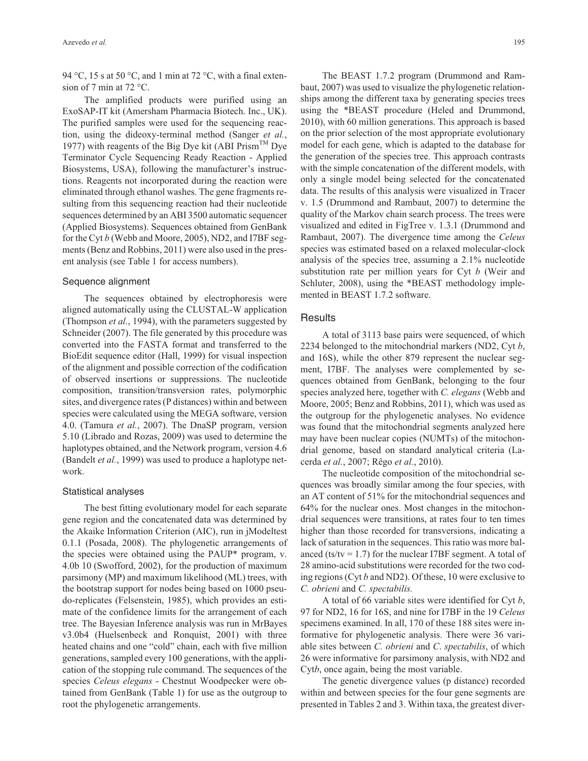94 °C, 15 s at 50 °C, and 1 min at 72 °C, with a final extension of 7 min at 72 °C.

The amplified products were purified using an ExoSAP-IT kit (Amersham Pharmacia Biotech. Inc., UK). The purified samples were used for the sequencing reaction, using the dideoxy-terminal method (Sanger *et al.*, 1977) with reagents of the Big Dye kit (ABI Prism™ Dye Terminator Cycle Sequencing Ready Reaction - Applied Biosystems, USA), following the manufacturer's instructions. Reagents not incorporated during the reaction were eliminated through ethanol washes. The gene fragments resulting from this sequencing reaction had their nucleotide sequences determined by an ABI 3500 automatic sequencer (Applied Biosystems). Sequences obtained from GenBank for the Cyt *b* (Webb and Moore, 2005), ND2, and I7BF segments (Benz and Robbins, 2011) were also used in the present analysis (see Table 1 for access numbers).

### Sequence alignment

The sequences obtained by electrophoresis were aligned automatically using the CLUSTAL-W application (Thompson *et al.*, 1994), with the parameters suggested by Schneider (2007). The file generated by this procedure was converted into the FASTA format and transferred to the BioEdit sequence editor (Hall, 1999) for visual inspection of the alignment and possible correction of the codification of observed insertions or suppressions. The nucleotide composition, transition/transversion rates, polymorphic sites, and divergence rates (P distances) within and between species were calculated using the MEGA software, version 4.0. (Tamura *et al.*, 2007). The DnaSP program, version 5.10 (Librado and Rozas, 2009) was used to determine the haplotypes obtained, and the Network program, version 4.6 (Bandelt *et al.*, 1999) was used to produce a haplotype network.

### Statistical analyses

The best fitting evolutionary model for each separate gene region and the concatenated data was determined by the Akaike Information Criterion (AIC), run in jModeltest 0.1.1 (Posada, 2008). The phylogenetic arrangements of the species were obtained using the PAUP* program, v. 4.0b 10 (Swofford, 2002), for the production of maximum parsimony (MP) and maximum likelihood (ML) trees, with the bootstrap support for nodes being based on 1000 pseudo-replicates (Felsenstein, 1985), which provides an estimate of the confidence limits for the arrangement of each tree. The Bayesian Inference analysis was run in MrBayes v3.0b4 (Huelsenbeck and Ronquist, 2001) with three heated chains and one "cold" chain, each with five million generations, sampled every 100 generations, with the application of the stopping rule command. The sequences of the species *Celeus elegans* - Chestnut Woodpecker were obtained from GenBank (Table 1) for use as the outgroup to root the phylogenetic arrangements.

The BEAST 1.7.2 program (Drummond and Rambaut, 2007) was used to visualize the phylogenetic relationships among the different taxa by generating species trees using the *BEAST procedure (Heled and Drummond, 2010), with 60 million generations. This approach is based on the prior selection of the most appropriate evolutionary model for each gene, which is adapted to the database for the generation of the species tree. This approach contrasts with the simple concatenation of the different models, with only a single model being selected for the concatenated data. The results of this analysis were visualized in Tracer v. 1.5 (Drummond and Rambaut, 2007) to determine the quality of the Markov chain search process. The trees were visualized and edited in FigTree v. 1.3.1 (Drummond and Rambaut, 2007). The divergence time among the *Celeus* species was estimated based on a relaxed molecular-clock analysis of the species tree, assuming a 2.1% nucleotide substitution rate per million years for Cyt *b* (Weir and Schluter, 2008), using the *BEAST methodology implemented in BEAST 1.7.2 software.

## Results

A total of 3113 base pairs were sequenced, of which 2234 belonged to the mitochondrial markers (ND2, Cyt *b*, and 16S), while the other 879 represent the nuclear segment, I7BF. The analyses were complemented by sequences obtained from GenBank, belonging to the four species analyzed here, together with *C. elegans* (Webb and Moore, 2005; Benz and Robbins, 2011), which was used as the outgroup for the phylogenetic analyses. No evidence was found that the mitochondrial segments analyzed here may have been nuclear copies (NUMTs) of the mitochondrial genome, based on standard analytical criteria (Lacerda *et al.*, 2007; Rêgo *et al.*, 2010).

The nucleotide composition of the mitochondrial sequences was broadly similar among the four species, with an AT content of 51% for the mitochondrial sequences and 64% for the nuclear ones. Most changes in the mitochondrial sequences were transitions, at rates four to ten times higher than those recorded for transversions, indicating a lack of saturation in the sequences. This ratio was more balanced (ts/tv = 1.7) for the nuclear I7BF segment. A total of 28 amino-acid substitutions were recorded for the two coding regions (Cyt *b* and ND2). Of these, 10 were exclusive to *C. obrieni* and *C. spectabilis.*

A total of 66 variable sites were identified for Cyt *b*, 97 for ND2, 16 for 16S, and nine for I7BF in the 19 *Celeus* specimens examined. In all, 170 of these 188 sites were informative for phylogenetic analysis. There were 36 variable sites between *C. obrieni* and *C. spectabilis*, of which 26 were informative for parsimony analysis, with ND2 and Cyt*b*, once again, being the most variable.

The genetic divergence values (p distance) recorded within and between species for the four gene segments are presented in Tables 2 and 3. Within taxa, the greatest diver-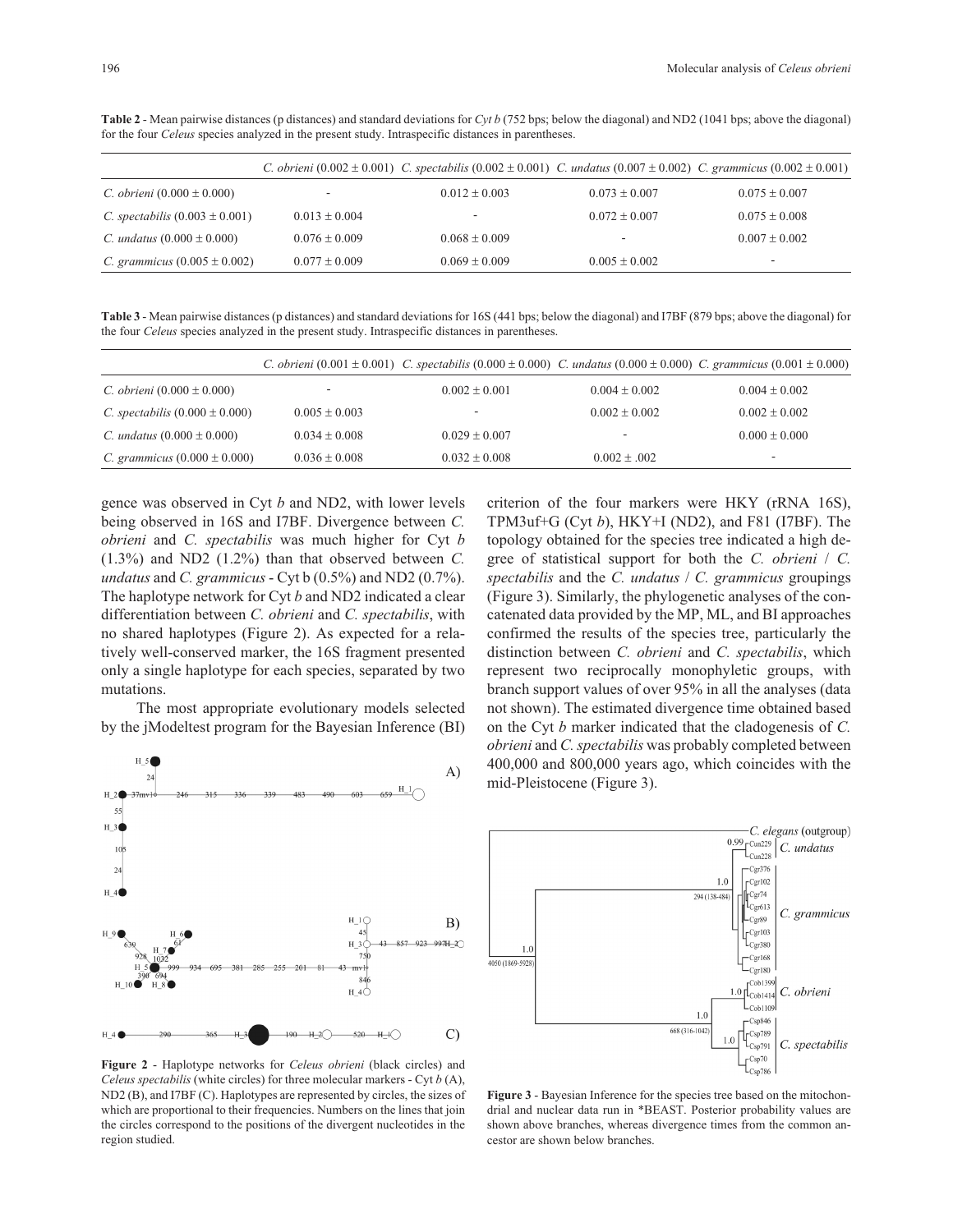**Table 2** - Mean pairwise distances (p distances) and standard deviations for *Cyt b* (752 bps; below the diagonal) and ND2 (1041 bps; above the diagonal) for the four *Celeus* species analyzed in the present study. Intraspecific distances in parentheses.

| | *C. obrieni* (0.002 ± 0.001) | *C. spectabilis* (0.002 ± 0.001) | *C. undatus* (0.007 ± 0.002) | *C. grammicus* (0.002 ± 0.001) |
|---|---|---|---|---|
| *C. obrieni* (0.000 ± 0.000) | - | 0.012 ± 0.003 | 0.073 ± 0.007 | 0.075 ± 0.007 |
| *C. spectabilis* (0.003 ± 0.001) | 0.013 ± 0.004 | - | 0.072 ± 0.007 | 0.075 ± 0.008 |
| *C. undatus* (0.000 ± 0.000) | 0.076 ± 0.009 | 0.068 ± 0.009 | - | 0.007 ± 0.002 |
| *C. grammicus* (0.005 ± 0.002) | 0.077 ± 0.009 | 0.069 ± 0.009 | 0.005 ± 0.002 | - |

**Table 3** - Mean pairwise distances (p distances) and standard deviations for 16S (441 bps; below the diagonal) and I7BF (879 bps; above the diagonal) for the four *Celeus* species analyzed in the present study. Intraspecific distances in parentheses.

| | *C. obrieni* (0.001 ± 0.001) | *C. spectabilis* (0.000 ± 0.000) | *C. undatus* (0.000 ± 0.000) | *C. grammicus* (0.001 ± 0.000) |
|---|---|---|---|---|
| *C. obrieni* (0.000 ± 0.000) | - | 0.002 ± 0.001 | 0.004 ± 0.002 | 0.004 ± 0.002 |
| *C. spectabilis* (0.000 ± 0.000) | 0.005 ± 0.003 | - | 0.002 ± 0.002 | 0.002 ± 0.002 |
| *C. undatus* (0.000 ± 0.000) | 0.034 ± 0.008 | 0.029 ± 0.007 | - | 0.000 ± 0.000 |
| *C. grammicus* (0.000 ± 0.000) | 0.036 ± 0.008 | 0.032 ± 0.008 | 0.002 ± .002 | - |

gence was observed in Cyt *b* and ND2, with lower levels being observed in 16S and I7BF. Divergence between *C. obrieni* and *C. spectabilis* was much higher for Cyt *b* (1.3%) and ND2 (1.2%) than that observed between *C. undatus* and *C. grammicus* - Cyt b (0.5%) and ND2 (0.7%). The haplotype network for Cyt *b* and ND2 indicated a clear differentiation between *C. obrieni* and *C. spectabilis*, with no shared haplotypes (Figure 2). As expected for a relatively well-conserved marker, the 16S fragment presented only a single haplotype for each species, separated by two mutations.

The most appropriate evolutionary models selected by the jModeltest program for the Bayesian Inference (BI) criterion of the four markers were HKY (rRNA 16S), TPM3uf+G (Cyt *b*), HKY+I (ND2), and F81 (I7BF). The topology obtained for the species tree indicated a high degree of statistical support for both the *C. obrieni* / *C. spectabilis* and the *C. undatus* / *C. grammicus* groupings (Figure 3). Similarly, the phylogenetic analyses of the concatenated data provided by the MP, ML, and BI approaches confirmed the results of the species tree, particularly the distinction between *C. obrieni* and *C. spectabilis*, which represent two reciprocally monophyletic groups, with branch support values of over 95% in all the analyses (data not shown). The estimated divergence time obtained based on the Cyt *b* marker indicated that the cladogenesis of *C. obrieni* and *C. spectabilis* was probably completed between 400,000 and 800,000 years ago, which coincides with the mid-Pleistocene (Figure 3).

**Figure 2** - Haplotype networks for *Celeus obrieni* (black circles) and *Celeus spectabilis* (white circles) for three molecular markers - Cyt *b* (A), ND2 (B), and I7BF (C). Haplotypes are represented by circles, the sizes of which are proportional to their frequencies. Numbers on the lines that join the circles correspond to the positions of the divergent nucleotides in the region studied.

**Figure 3** - Bayesian Inference for the species tree based on the mitochondrial and nuclear data run in *BEAST. Posterior probability values are shown above branches, whereas divergence times from the common ancestor are shown below branches.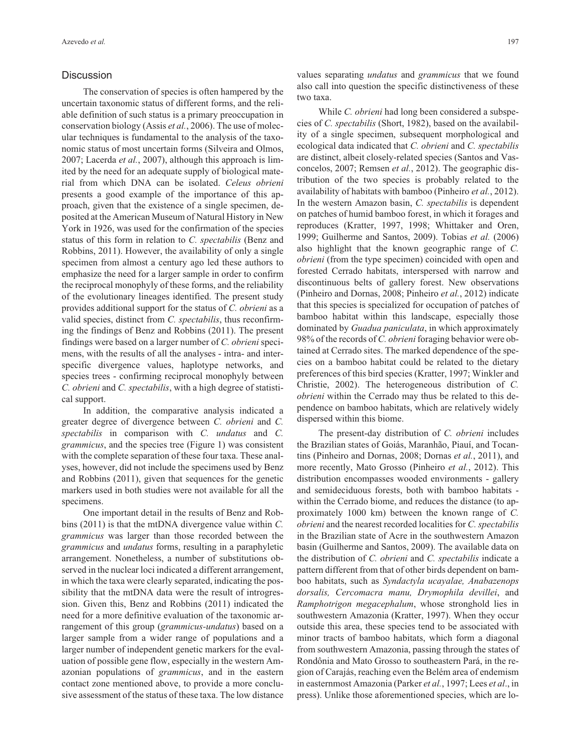## Discussion

The conservation of species is often hampered by the uncertain taxonomic status of different forms, and the reliable definition of such status is a primary preoccupation in conservation biology (Assis *et al.*, 2006). The use of molecular techniques is fundamental to the analysis of the taxonomic status of most uncertain forms (Silveira and Olmos, 2007; Lacerda *et al.*, 2007), although this approach is limited by the need for an adequate supply of biological material from which DNA can be isolated. *Celeus obrieni* presents a good example of the importance of this approach, given that the existence of a single specimen, deposited at the American Museum of Natural History in New York in 1926, was used for the confirmation of the species status of this form in relation to *C. spectabilis* (Benz and Robbins, 2011). However, the availability of only a single specimen from almost a century ago led these authors to emphasize the need for a larger sample in order to confirm the reciprocal monophyly of these forms, and the reliability of the evolutionary lineages identified. The present study provides additional support for the status of *C. obrieni* as a valid species, distinct from *C. spectabilis*, thus reconfirming the findings of Benz and Robbins (2011). The present findings were based on a larger number of *C. obrieni* specimens, with the results of all the analyses - intra- and interspecific divergence values, haplotype networks, and species trees - confirming reciprocal monophyly between *C. obrieni* and *C. spectabilis*, with a high degree of statistical support.

In addition, the comparative analysis indicated a greater degree of divergence between *C. obrieni* and *C. spectabilis* in comparison with *C. undatus* and *C. grammicus*, and the species tree (Figure 1) was consistent with the complete separation of these four taxa. These analyses, however, did not include the specimens used by Benz and Robbins (2011), given that sequences for the genetic markers used in both studies were not available for all the specimens.

One important detail in the results of Benz and Robbins (2011) is that the mtDNA divergence value within *C. grammicus* was larger than those recorded between the *grammicus* and *undatus* forms, resulting in a paraphyletic arrangement. Nonetheless, a number of substitutions observed in the nuclear loci indicated a different arrangement, in which the taxa were clearly separated, indicating the possibility that the mtDNA data were the result of introgression. Given this, Benz and Robbins (2011) indicated the need for a more definitive evaluation of the taxonomic arrangement of this group (*grammicus-undatus*) based on a larger sample from a wider range of populations and a larger number of independent genetic markers for the evaluation of possible gene flow, especially in the western Amazonian populations of *grammicus*, and in the eastern contact zone mentioned above, to provide a more conclusive assessment of the status of these taxa. The low distance values separating *undatus* and *grammicus* that we found also call into question the specific distinctiveness of these two taxa.

While *C. obrieni* had long been considered a subspecies of *C. spectabilis* (Short, 1982), based on the availability of a single specimen, subsequent morphological and ecological data indicated that *C. obrieni* and *C. spectabilis* are distinct, albeit closely-related species (Santos and Vasconcelos, 2007; Remsen *et al.*, 2012). The geographic distribution of the two species is probably related to the availability of habitats with bamboo (Pinheiro *et al.*, 2012). In the western Amazon basin, *C. spectabilis* is dependent on patches of humid bamboo forest, in which it forages and reproduces (Kratter, 1997, 1998; Whittaker and Oren, 1999; Guilherme and Santos, 2009). Tobias *et al.* (2006) also highlight that the known geographic range of *C. obrieni* (from the type specimen) coincided with open and forested Cerrado habitats, interspersed with narrow and discontinuous belts of gallery forest. New observations (Pinheiro and Dornas, 2008; Pinheiro *et al.*, 2012) indicate that this species is specialized for occupation of patches of bamboo habitat within this landscape, especially those dominated by *Guadua paniculata*, in which approximately 98% of the records of *C. obrieni* foraging behavior were obtained at Cerrado sites. The marked dependence of the species on a bamboo habitat could be related to the dietary preferences of this bird species (Kratter, 1997; Winkler and Christie, 2002). The heterogeneous distribution of *C. obrieni* within the Cerrado may thus be related to this dependence on bamboo habitats, which are relatively widely dispersed within this biome.

The present-day distribution of *C. obrieni* includes the Brazilian states of Goiás, Maranhão, Piauí, and Tocantins (Pinheiro and Dornas, 2008; Dornas *et al.*, 2011), and more recently, Mato Grosso (Pinheiro *et al.*, 2012). This distribution encompasses wooded environments - gallery and semideciduous forests, both with bamboo habitats - within the Cerrado biome, and reduces the distance (to approximately 1000 km) between the known range of *C. obrieni* and the nearest recorded localities for *C. spectabilis* in the Brazilian state of Acre in the southwestern Amazon basin (Guilherme and Santos, 2009). The available data on the distribution of *C. obrieni* and *C. spectabilis* indicate a pattern different from that of other birds dependent on bamboo habitats, such as *Syndactyla ucayalae, Anabazenops dorsalis, Cercomacra manu, Drymophila devillei*, and *Ramphotrigon megacephalum*, whose stronghold lies in southwestern Amazonia (Kratter, 1997). When they occur outside this area, these species tend to be associated with minor tracts of bamboo habitats, which form a diagonal from southwestern Amazonia, passing through the states of Rondônia and Mato Grosso to southeastern Pará, in the region of Carajás, reaching even the Belém area of endemism in easternmost Amazonia (Parker *et al.*, 1997; Lees *et al*., in press). Unlike those aforementioned species, which are lo-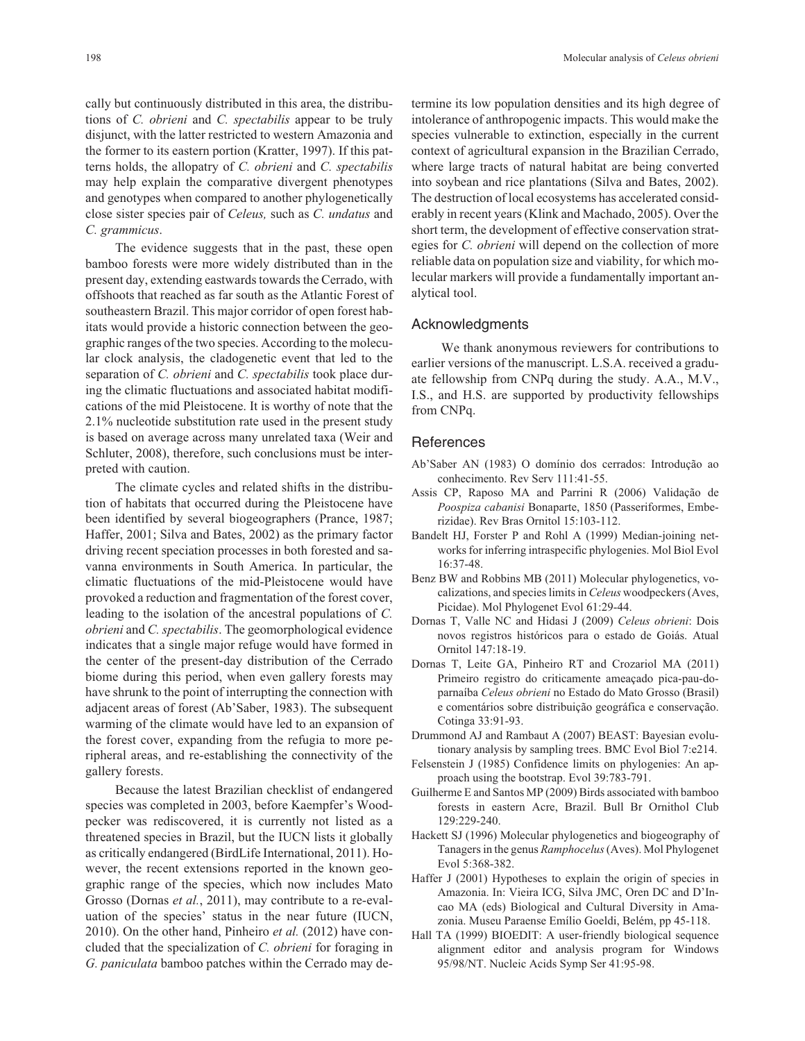cally but continuously distributed in this area, the distributions of *C. obrieni* and *C. spectabilis* appear to be truly disjunct, with the latter restricted to western Amazonia and the former to its eastern portion (Kratter, 1997). If this patterns holds, the allopatry of *C. obrieni* and *C. spectabilis* may help explain the comparative divergent phenotypes and genotypes when compared to another phylogenetically close sister species pair of *Celeus,* such as *C. undatus* and *C. grammicus*.

The evidence suggests that in the past, these open bamboo forests were more widely distributed than in the present day, extending eastwards towards the Cerrado, with offshoots that reached as far south as the Atlantic Forest of southeastern Brazil. This major corridor of open forest habitats would provide a historic connection between the geographic ranges of the two species. According to the molecular clock analysis, the cladogenetic event that led to the separation of *C. obrieni* and *C. spectabilis* took place during the climatic fluctuations and associated habitat modifications of the mid Pleistocene. It is worthy of note that the 2.1% nucleotide substitution rate used in the present study is based on average across many unrelated taxa (Weir and Schluter, 2008), therefore, such conclusions must be interpreted with caution.

The climate cycles and related shifts in the distribution of habitats that occurred during the Pleistocene have been identified by several biogeographers (Prance, 1987; Haffer, 2001; Silva and Bates, 2002) as the primary factor driving recent speciation processes in both forested and savanna environments in South America. In particular, the climatic fluctuations of the mid-Pleistocene would have provoked a reduction and fragmentation of the forest cover, leading to the isolation of the ancestral populations of *C. obrieni* and *C. spectabilis*. The geomorphological evidence indicates that a single major refuge would have formed in the center of the present-day distribution of the Cerrado biome during this period, when even gallery forests may have shrunk to the point of interrupting the connection with adjacent areas of forest (Ab'Saber, 1983). The subsequent warming of the climate would have led to an expansion of the forest cover, expanding from the refugia to more peripheral areas, and re-establishing the connectivity of the gallery forests.

Because the latest Brazilian checklist of endangered species was completed in 2003, before Kaempfer's Woodpecker was rediscovered, it is currently not listed as a threatened species in Brazil, but the IUCN lists it globally as critically endangered (BirdLife International, 2011). However, the recent extensions reported in the known geographic range of the species, which now includes Mato Grosso (Dornas *et al.*, 2011), may contribute to a re-evaluation of the species' status in the near future (IUCN, 2010). On the other hand, Pinheiro *et al.* (2012) have concluded that the specialization of *C. obrieni* for foraging in *G. paniculata* bamboo patches within the Cerrado may determine its low population densities and its high degree of intolerance of anthropogenic impacts. This would make the species vulnerable to extinction, especially in the current context of agricultural expansion in the Brazilian Cerrado, where large tracts of natural habitat are being converted into soybean and rice plantations (Silva and Bates, 2002). The destruction of local ecosystems has accelerated considerably in recent years (Klink and Machado, 2005). Over the short term, the development of effective conservation strategies for *C. obrieni* will depend on the collection of more reliable data on population size and viability, for which molecular markers will provide a fundamentally important analytical tool.

## Acknowledgments

We thank anonymous reviewers for contributions to earlier versions of the manuscript. L.S.A. received a graduate fellowship from CNPq during the study. A.A., M.V., I.S., and H.S. are supported by productivity fellowships from CNPq.

## References

Ab'Saber AN (1983) O domínio dos cerrados: Introdução ao conhecimento. Rev Serv 111:41-55.

Assis CP, Raposo MA and Parrini R (2006) Validação de *Poospiza cabanisi* Bonaparte, 1850 (Passeriformes, Emberizidae). Rev Bras Ornitol 15:103-112.

Bandelt HJ, Forster P and Rohl A (1999) Median-joining networks for inferring intraspecific phylogenies. Mol Biol Evol 16:37-48.

Benz BW and Robbins MB (2011) Molecular phylogenetics, vocalizations, and species limits in *Celeus* woodpeckers (Aves, Picidae). Mol Phylogenet Evol 61:29-44.

Dornas T, Valle NC and Hidasi J (2009) *Celeus obrieni*: Dois novos registros históricos para o estado de Goiás. Atual Ornitol 147:18-19.

Dornas T, Leite GA, Pinheiro RT and Crozariol MA (2011) Primeiro registro do criticamente ameaçado pica-pau-do-parnaíba *Celeus obrieni* no Estado do Mato Grosso (Brasil) e comentários sobre distribuição geográfica e conservação. Cotinga 33:91-93.

Drummond AJ and Rambaut A (2007) BEAST: Bayesian evolutionary analysis by sampling trees. BMC Evol Biol 7:e214.

Felsenstein J (1985) Confidence limits on phylogenies: An approach using the bootstrap. Evol 39:783-791.

Guilherme E and Santos MP (2009) Birds associated with bamboo forests in eastern Acre, Brazil. Bull Br Ornithol Club 129:229-240.

Hackett SJ (1996) Molecular phylogenetics and biogeography of Tanagers in the genus *Ramphocelus* (Aves). Mol Phylogenet Evol 5:368-382.

Haffer J (2001) Hypotheses to explain the origin of species in Amazonia. In: Vieira ICG, Silva JMC, Oren DC and D'Incao MA (eds) Biological and Cultural Diversity in Amazonia. Museu Paraense Emílio Goeldi, Belém, pp 45-118.

Hall TA (1999) BIOEDIT: A user-friendly biological sequence alignment editor and analysis program for Windows 95/98/NT. Nucleic Acids Symp Ser 41:95-98.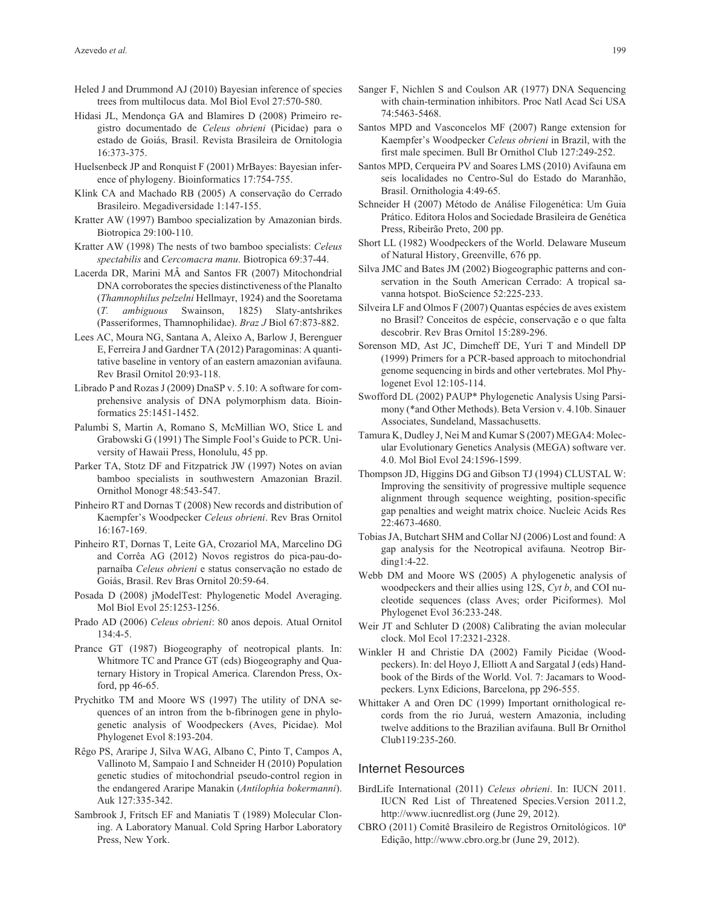Heled J and Drummond AJ (2010) Bayesian inference of species trees from multilocus data. Mol Biol Evol 27:570-580.

Hidasi JL, Mendonça GA and Blamires D (2008) Primeiro registro documentado de *Celeus obrieni* (Picidae) para o estado de Goiás, Brasil. Revista Brasileira de Ornitologia 16:373-375.

Huelsenbeck JP and Ronquist F (2001) MrBayes: Bayesian inference of phylogeny. Bioinformatics 17:754-755.

Klink CA and Machado RB (2005) A conservação do Cerrado Brasileiro. Megadiversidade 1:147-155.

Kratter AW (1997) Bamboo specialization by Amazonian birds. Biotropica 29:100-110.

Kratter AW (1998) The nests of two bamboo specialists: *Celeus spectabilis* and *Cercomacra manu*. Biotropica 69:37-44.

Lacerda DR, Marini MÂ and Santos FR (2007) Mitochondrial DNA corroborates the species distinctiveness of the Planalto (*Thamnophilus pelzelni* Hellmayr, 1924) and the Sooretama (*T. ambiguous* Swainson, 1825) Slaty-antshrikes (Passeriformes, Thamnophilidae). *Braz J* Biol 67:873-882.

Lees AC, Moura NG, Santana A, Aleixo A, Barlow J, Berenguer E, Ferreira J and Gardner TA (2012) Paragominas: A quantitative baseline in ventory of an eastern amazonian avifauna. Rev Brasil Ornitol 20:93-118.

Librado P and Rozas J (2009) DnaSP v. 5.10: A software for comprehensive analysis of DNA polymorphism data. Bioinformatics 25:1451-1452.

Palumbi S, Martin A, Romano S, McMillian WO, Stice L and Grabowski G (1991) The Simple Fool's Guide to PCR. University of Hawaii Press, Honolulu, 45 pp.

Parker TA, Stotz DF and Fitzpatrick JW (1997) Notes on avian bamboo specialists in southwestern Amazonian Brazil. Ornithol Monogr 48:543-547.

Pinheiro RT and Dornas T (2008) New records and distribution of Kaempfer's Woodpecker *Celeus obrieni*. Rev Bras Ornitol 16:167-169.

Pinheiro RT, Dornas T, Leite GA, Crozariol MA, Marcelino DG and Corrêa AG (2012) Novos registros do pica-pau-do-parnaíba *Celeus obrieni* e status conservação no estado de Goiás, Brasil. Rev Bras Ornitol 20:59-64.

Posada D (2008) jModelTest: Phylogenetic Model Averaging. Mol Biol Evol 25:1253-1256.

Prado AD (2006) *Celeus obrieni*: 80 anos depois. Atual Ornitol 134:4-5.

Prance GT (1987) Biogeography of neotropical plants. In: Whitmore TC and Prance GT (eds) Biogeography and Quaternary History in Tropical America. Clarendon Press, Oxford, pp 46-65.

Prychitko TM and Moore WS (1997) The utility of DNA sequences of an intron from the b-fibrinogen gene in phylogenetic analysis of Woodpeckers (Aves, Picidae). Mol Phylogenet Evol 8:193-204.

Rêgo PS, Araripe J, Silva WAG, Albano C, Pinto T, Campos A, Vallinoto M, Sampaio I and Schneider H (2010) Population genetic studies of mitochondrial pseudo-control region in the endangered Araripe Manakin (*Antilophia bokermanni*). Auk 127:335-342.

Sambrook J, Fritsch EF and Maniatis T (1989) Molecular Cloning. A Laboratory Manual. Cold Spring Harbor Laboratory Press, New York.

Sanger F, Nichlen S and Coulson AR (1977) DNA Sequencing with chain-termination inhibitors. Proc Natl Acad Sci USA 74:5463-5468.

Santos MPD and Vasconcelos MF (2007) Range extension for Kaempfer's Woodpecker *Celeus obrieni* in Brazil, with the first male specimen. Bull Br Ornithol Club 127:249-252.

Santos MPD, Cerqueira PV and Soares LMS (2010) Avifauna em seis localidades no Centro-Sul do Estado do Maranhão, Brasil. Ornithologia 4:49-65.

Schneider H (2007) Método de Análise Filogenética: Um Guia Prático. Editora Holos and Sociedade Brasileira de Genética Press, Ribeirão Preto, 200 pp.

Short LL (1982) Woodpeckers of the World. Delaware Museum of Natural History, Greenville, 676 pp.

Silva JMC and Bates JM (2002) Biogeographic patterns and conservation in the South American Cerrado: A tropical savanna hotspot. BioScience 52:225-233.

Silveira LF and Olmos F (2007) Quantas espécies de aves existem no Brasil? Conceitos de espécie, conservação e o que falta descobrir. Rev Bras Ornitol 15:289-296.

Sorenson MD, Ast JC, Dimcheff DE, Yuri T and Mindell DP (1999) Primers for a PCR-based approach to mitochondrial genome sequencing in birds and other vertebrates. Mol Phylogenet Evol 12:105-114.

Swofford DL (2002) PAUP* Phylogenetic Analysis Using Parsimony (*and Other Methods). Beta Version v. 4.10b. Sinauer Associates, Sundeland, Massachusetts.

Tamura K, Dudley J, Nei M and Kumar S (2007) MEGA4: Molecular Evolutionary Genetics Analysis (MEGA) software ver. 4.0. Mol Biol Evol 24:1596-1599.

Thompson JD, Higgins DG and Gibson TJ (1994) CLUSTAL W: Improving the sensitivity of progressive multiple sequence alignment through sequence weighting, position-specific gap penalties and weight matrix choice. Nucleic Acids Res 22:4673-4680.

Tobias JA, Butchart SHM and Collar NJ (2006) Lost and found: A gap analysis for the Neotropical avifauna. Neotrop Birding1:4-22.

Webb DM and Moore WS (2005) A phylogenetic analysis of woodpeckers and their allies using 12S, *Cyt b*, and COI nucleotide sequences (class Aves; order Piciformes). Mol Phylogenet Evol 36:233-248.

Weir JT and Schluter D (2008) Calibrating the avian molecular clock. Mol Ecol 17:2321-2328.

Winkler H and Christie DA (2002) Family Picidae (Woodpeckers). In: del Hoyo J, Elliott A and Sargatal J (eds) Handbook of the Birds of the World. Vol. 7: Jacamars to Woodpeckers. Lynx Edicions, Barcelona, pp 296-555.

Whittaker A and Oren DC (1999) Important ornithological records from the rio Juruá, western Amazonia, including twelve additions to the Brazilian avifauna. Bull Br Ornithol Club119:235-260.

## Internet Resources

BirdLife International (2011) *Celeus obrieni*. In: IUCN 2011. IUCN Red List of Threatened Species.Version 2011.2, http://www.iucnredlist.org (June 29, 2012).

CBRO (2011) Comitê Brasileiro de Registros Ornitológicos. 10ª Edição, http://www.cbro.org.br (June 29, 2012).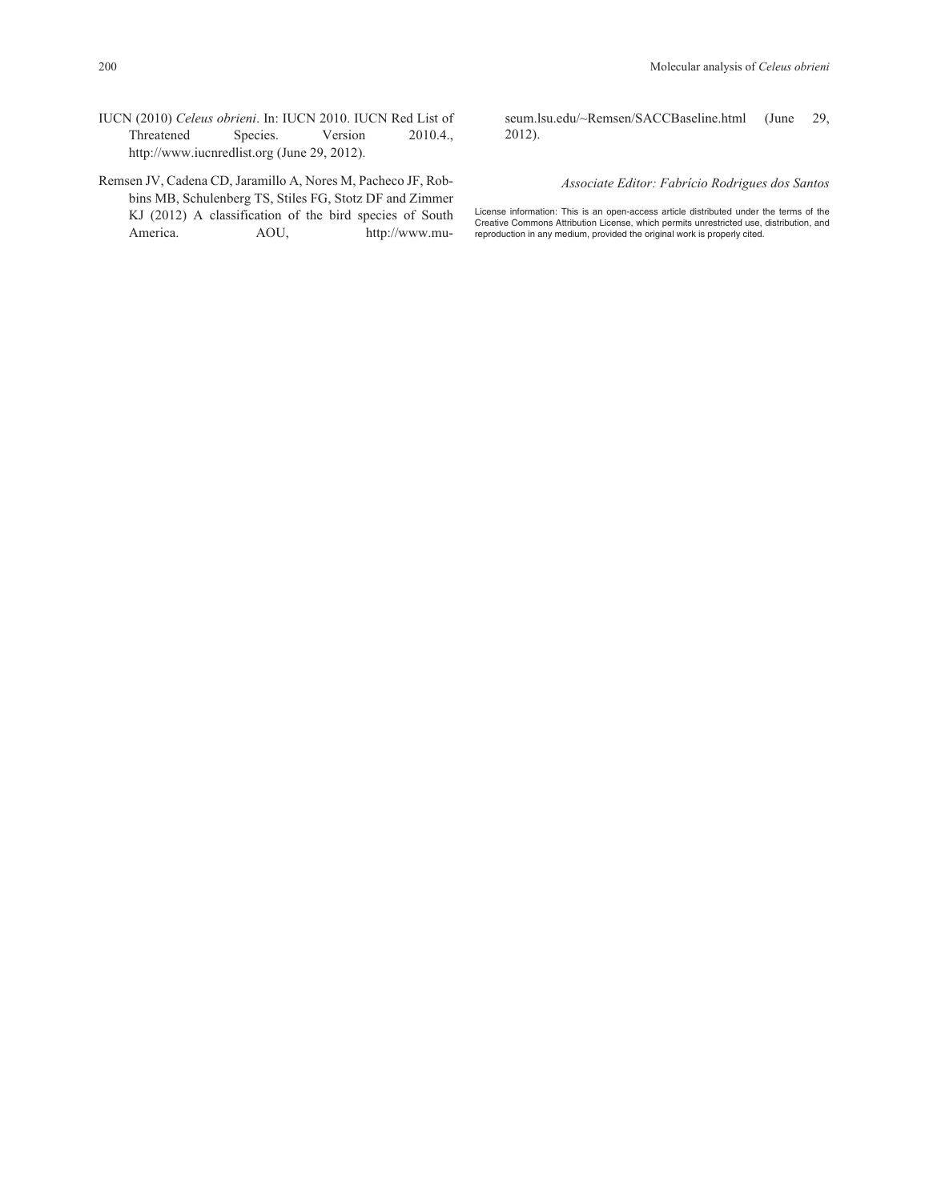IUCN (2010) *Celeus obrieni*. In: IUCN 2010. IUCN Red List of Threatened Species. Version 2010.4., http://www.iucnredlist.org (June 29, 2012).

Remsen JV, Cadena CD, Jaramillo A, Nores M, Pacheco JF, Robbins MB, Schulenberg TS, Stiles FG, Stotz DF and Zimmer KJ (2012) A classification of the bird species of South America. AOU, http://www.museum.lsu.edu/~Remsen/SACCBaseline.html (June 29, 2012).

*Associate Editor: Fabrício Rodrigues dos Santos*

License information: This is an open-access article distributed under the terms of the Creative Commons Attribution License, which permits unrestricted use, distribution, and reproduction in any medium, provided the original work is properly cited.